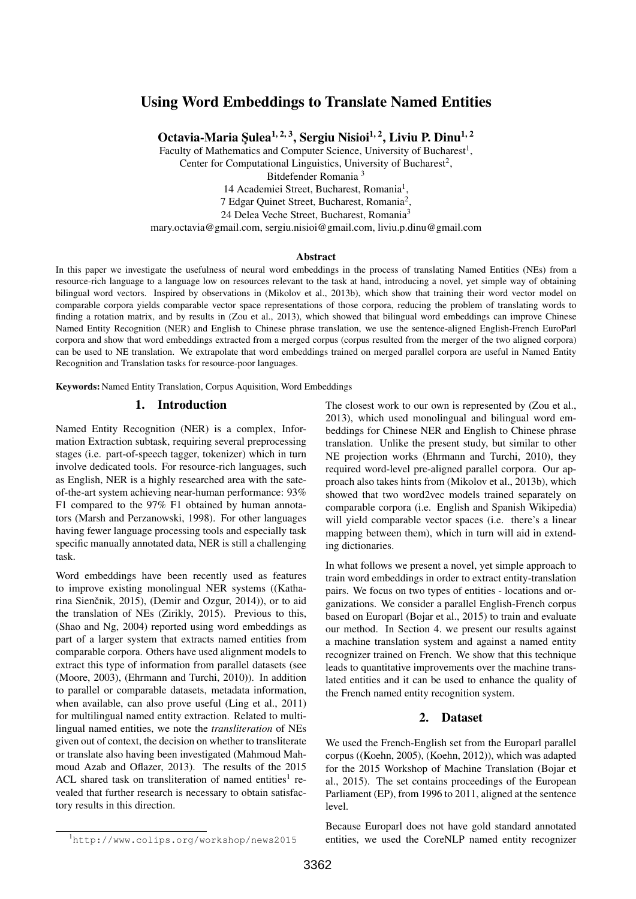# Using Word Embeddings to Translate Named Entities

**Octavia-Maria Şulea[1, 2, 3], Sergiu Nisioi[1, 2], Liviu P. Dinu[1, 2]**

Faculty of Mathematics and Computer Science, University of Bucharest[1],
Center for Computational Linguistics, University of Bucharest[2],
Bitdefender Romania [3]
14 Academiei Street, Bucharest, Romania[1],
7 Edgar Quinet Street, Bucharest, Romania[2],
24 Delea Veche Street, Bucharest, Romania[3]
mary.octavia@gmail.com, sergiu.nisioi@gmail.com, liviu.p.dinu@gmail.com

## Abstract

In this paper we investigate the usefulness of neural word embeddings in the process of translating Named Entities (NEs) from a resource-rich language to a language low on resources relevant to the task at hand, introducing a novel, yet simple way of obtaining bilingual word vectors. Inspired by observations in (Mikolov et al., 2013b), which show that training their word vector model on comparable corpora yields comparable vector space representations of those corpora, reducing the problem of translating words to finding a rotation matrix, and by results in (Zou et al., 2013), which showed that bilingual word embeddings can improve Chinese Named Entity Recognition (NER) and English to Chinese phrase translation, we use the sentence-aligned English-French EuroParl corpora and show that word embeddings extracted from a merged corpus (corpus resulted from the merger of the two aligned corpora) can be used to NE translation. We extrapolate that word embeddings trained on merged parallel corpora are useful in Named Entity Recognition and Translation tasks for resource-poor languages.

**Keywords:** Named Entity Translation, Corpus Aquisition, Word Embeddings

## 1. Introduction

Named Entity Recognition (NER) is a complex, Information Extraction subtask, requiring several preprocessing stages (i.e. part-of-speech tagger, tokenizer) which in turn involve dedicated tools. For resource-rich languages, such as English, NER is a highly researched area with the sate-of-the-art system achieving near-human performance: 93% F1 compared to the 97% F1 obtained by human annotators (Marsh and Perzanowski, 1998). For other languages having fewer language processing tools and especially task specific manually annotated data, NER is still a challenging task.

Word embeddings have been recently used as features to improve existing monolingual NER systems ((Katharina Sienčnik, 2015), (Demir and Ozgur, 2014)), or to aid the translation of NEs (Zirikly, 2015). Previous to this, (Shao and Ng, 2004) reported using word embeddings as part of a larger system that extracts named entities from comparable corpora. Others have used alignment models to extract this type of information from parallel datasets (see (Moore, 2003), (Ehrmann and Turchi, 2010)). In addition to parallel or comparable datasets, metadata information, when available, can also prove useful (Ling et al., 2011) for multilingual named entity extraction. Related to multilingual named entities, we note the *transliteration* of NEs given out of context, the decision on whether to transliterate or translate also having been investigated (Mahmoud Mahmoud Azab and Oflazer, 2013). The results of the 2015 ACL shared task on transliteration of named entities[1] revealed that further research is necessary to obtain satisfactory results in this direction.

The closest work to our own is represented by (Zou et al., 2013), which used monolingual and bilingual word embeddings for Chinese NER and English to Chinese phrase translation. Unlike the present study, but similar to other NE projection works (Ehrmann and Turchi, 2010), they required word-level pre-aligned parallel corpora. Our approach also takes hints from (Mikolov et al., 2013b), which showed that two word2vec models trained separately on comparable corpora (i.e. English and Spanish Wikipedia) will yield comparable vector spaces (i.e. there's a linear mapping between them), which in turn will aid in extending dictionaries.

In what follows we present a novel, yet simple approach to train word embeddings in order to extract entity-translation pairs. We focus on two types of entities - locations and organizations. We consider a parallel English-French corpus based on Europarl (Bojar et al., 2015) to train and evaluate our method. In Section 4. we present our results against a machine translation system and against a named entity recognizer trained on French. We show that this technique leads to quantitative improvements over the machine translated entities and it can be used to enhance the quality of the French named entity recognition system.

## 2. Dataset

We used the French-English set from the Europarl parallel corpus ((Koehn, 2005), (Koehn, 2012)), which was adapted for the 2015 Workshop of Machine Translation (Bojar et al., 2015). The set contains proceedings of the European Parliament (EP), from 1996 to 2011, aligned at the sentence level.

Because Europarl does not have gold standard annotated entities, we used the CoreNLP named entity recognizer

[1] http://www.colips.org/workshop/news2015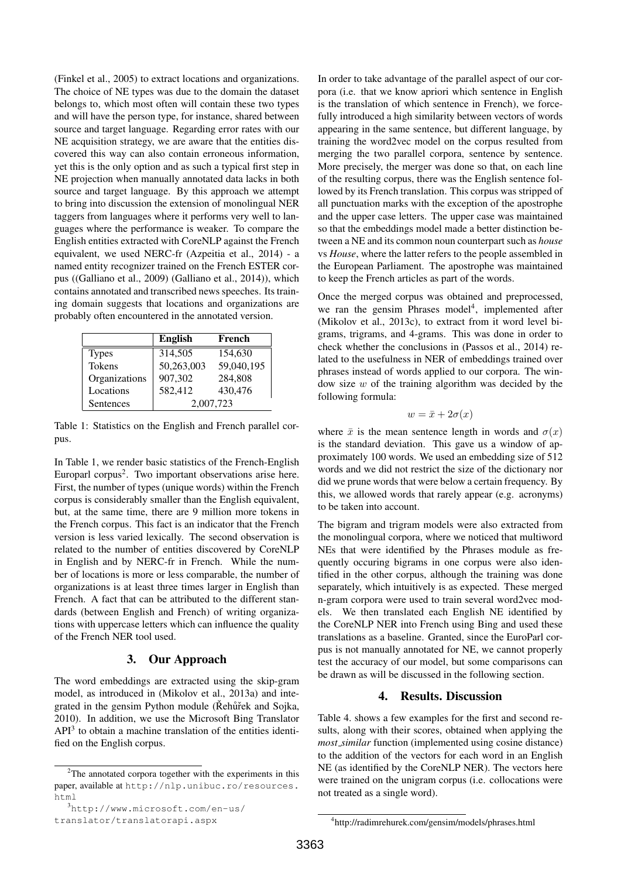(Finkel et al., 2005) to extract locations and organizations. The choice of NE types was due to the domain the dataset belongs to, which most often will contain these two types and will have the person type, for instance, shared between source and target language. Regarding error rates with our NE acquisition strategy, we are aware that the entities discovered this way can also contain erroneous information, yet this is the only option and as such a typical first step in NE projection when manually annotated data lacks in both source and target language. By this approach we attempt to bring into discussion the extension of monolingual NER taggers from languages where it performs very well to languages where the performance is weaker. To compare the English entities extracted with CoreNLP against the French equivalent, we used NERC-fr (Azpeitia et al., 2014) - a named entity recognizer trained on the French ESTER corpus ((Galliano et al., 2009) (Galliano et al., 2014)), which contains annotated and transcribed news speeches. Its training domain suggests that locations and organizations are probably often encountered in the annotated version.

| | English | French |
|---|---|---|
| Types | 314,505 | 154,630 |
| Tokens | 50,263,003 | 59,040,195 |
| Organizations | 907,302 | 284,808 |
| Locations | 582,412 | 430,476 |
| Sentences | 2,007,723 | |

Table 1: Statistics on the English and French parallel corpus.

In Table 1, we render basic statistics of the French-English Europarl corpus[2]. Two important observations arise here. First, the number of types (unique words) within the French corpus is considerably smaller than the English equivalent, but, at the same time, there are 9 million more tokens in the French corpus. This fact is an indicator that the French version is less varied lexically. The second observation is related to the number of entities discovered by CoreNLP in English and by NERC-fr in French. While the number of locations is more or less comparable, the number of organizations is at least three times larger in English than French. A fact that can be attributed to the different standards (between English and French) of writing organizations with uppercase letters which can influence the quality of the French NER tool used.

## 3. Our Approach

The word embeddings are extracted using the skip-gram model, as introduced in (Mikolov et al., 2013a) and integrated in the gensim Python module (Řehůřek and Sojka, 2010). In addition, we use the Microsoft Bing Translator API[3] to obtain a machine translation of the entities identified on the English corpus.

In order to take advantage of the parallel aspect of our corpora (i.e. that we know apriori which sentence in English is the translation of which sentence in French), we forcefully introduced a high similarity between vectors of words appearing in the same sentence, but different language, by training the word2vec model on the corpus resulted from merging the two parallel corpora, sentence by sentence. More precisely, the merger was done so that, on each line of the resulting corpus, there was the English sentence followed by its French translation. This corpus was stripped of all punctuation marks with the exception of the apostrophe and the upper case letters. The upper case was maintained so that the embeddings model made a better distinction between a NE and its common noun counterpart such as *house* vs *House*, where the latter refers to the people assembled in the European Parliament. The apostrophe was maintained to keep the French articles as part of the words.

Once the merged corpus was obtained and preprocessed, we ran the gensim Phrases model[4], implemented after (Mikolov et al., 2013c), to extract from it word level bigrams, trigrams, and 4-grams. This was done in order to check whether the conclusions in (Passos et al., 2014) related to the usefulness in NER of embeddings trained over phrases instead of words applied to our corpora. The window size $w$ of the training algorithm was decided by the following formula:

$$w = \bar{x} + 2\sigma(x)$$

where $\bar{x}$ is the mean sentence length in words and $\sigma(x)$ is the standard deviation. This gave us a window of approximately 100 words. We used an embedding size of 512 words and we did not restrict the size of the dictionary nor did we prune words that were below a certain frequency. By this, we allowed words that rarely appear (e.g. acronyms) to be taken into account.

The bigram and trigram models were also extracted from the monolingual corpora, where we noticed that multiword NEs that were identified by the Phrases module as frequently occurring bigrams in one corpus were also identified in the other corpus, although the training was done separately, which intuitively is as expected. These merged n-gram corpora were used to train several word2vec models. We then translated each English NE identified by the CoreNLP NER into French using Bing and used these translations as a baseline. Granted, since the EuroParl corpus is not manually annotated for NE, we cannot properly test the accuracy of our model, but some comparisons can be drawn as will be discussed in the following section.

## 4. Results. Discussion

Table 4. shows a few examples for the first and second results, along with their scores, obtained when applying the *most_similar* function (implemented using cosine distance) to the addition of the vectors for each word in an English NE (as identified by the CoreNLP NER). The vectors here were trained on the unigram corpus (i.e. collocations were not treated as a single word).

[2]The annotated corpora together with the experiments in this paper, available at http://nlp.unibuc.ro/resources.html

[3]http://www.microsoft.com/en-us/translator/translatorapi.aspx

[4]http://radimrehurek.com/gensim/models/phrases.html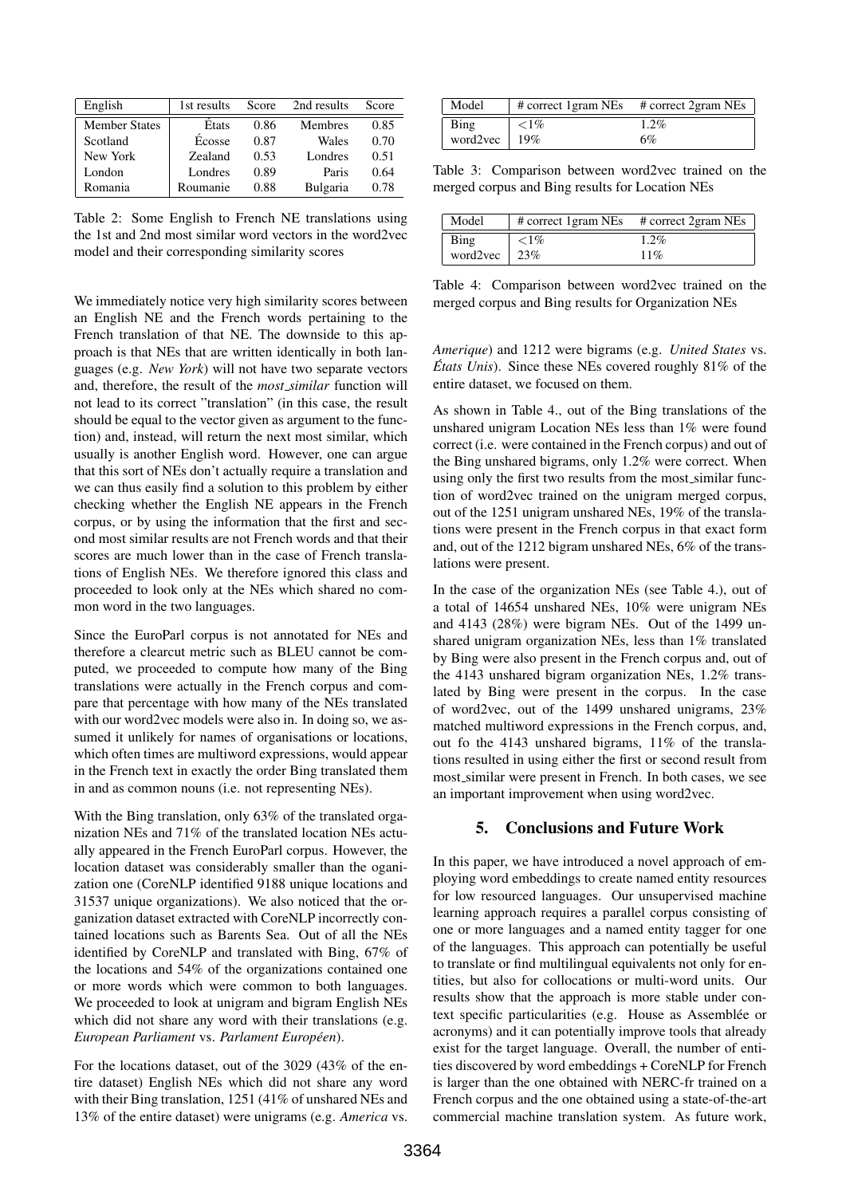| English | 1st results | Score | 2nd results | Score |
|---|---|---|---|---|
| Member States | États | 0.86 | Membres | 0.85 |
| Scotland | Écosse | 0.87 | Wales | 0.70 |
| New York | Zealand | 0.53 | Londres | 0.51 |
| London | Londres | 0.89 | Paris | 0.64 |
| Romania | Roumanie | 0.88 | Bulgaria | 0.78 |

Table 2: Some English to French NE translations using the 1st and 2nd most similar word vectors in the word2vec model and their corresponding similarity scores

We immediately notice very high similarity scores between an English NE and the French words pertaining to the French translation of that NE. The downside to this approach is that NEs that are written identically in both languages (e.g. *New York*) will not have two separate vectors and, therefore, the result of the *most_similar* function will not lead to its correct "translation" (in this case, the result should be equal to the vector given as argument to the function) and, instead, will return the next most similar, which usually is another English word. However, one can argue that this sort of NEs don't actually require a translation and we can thus easily find a solution to this problem by either checking whether the English NE appears in the French corpus, or by using the information that the first and second most similar results are not French words and that their scores are much lower than in the case of French translations of English NEs. We therefore ignored this class and proceeded to look only at the NEs which shared no common word in the two languages.

Since the EuroParl corpus is not annotated for NEs and therefore a clearcut metric such as BLEU cannot be computed, we proceeded to compute how many of the Bing translations were actually in the French corpus and compare that percentage with how many of the NEs translated with our word2vec models were also in. In doing so, we assumed it unlikely for names of organisations or locations, which often times are multiword expressions, would appear in the French text in exactly the order Bing translated them in and as common nouns (i.e. not representing NEs).

With the Bing translation, only 63% of the translated organization NEs and 71% of the translated location NEs actually appeared in the French EuroParl corpus. However, the location dataset was considerably smaller than the oganization one (CoreNLP identified 9188 unique locations and 31537 unique organizations). We also noticed that the organization dataset extracted with CoreNLP incorrectly contained locations such as Barents Sea. Out of all the NEs identified by CoreNLP and translated with Bing, 67% of the locations and 54% of the organizations contained one or more words which were common to both languages. We proceeded to look at unigram and bigram English NEs which did not share any word with their translations (e.g. *European Parliament* vs. *Parlament Européen*).

For the locations dataset, out of the 3029 (43% of the entire dataset) English NEs which did not share any word with their Bing translation, 1251 (41% of unshared NEs and 13% of the entire dataset) were unigrams (e.g. *America* vs. *Amerique*) and 1212 were bigrams (e.g. *United States* vs. *États Unis*). Since these NEs covered roughly 81% of the entire dataset, we focused on them.

| Model | # correct 1gram NEs | # correct 2gram NEs |
|---|---|---|
| Bing | <1% | 1.2% |
| word2vec | 19% | 6% |

Table 3: Comparison between word2vec trained on the merged corpus and Bing results for Location NEs

| Model | # correct 1gram NEs | # correct 2gram NEs |
|---|---|---|
| Bing | <1% | 1.2% |
| word2vec | 23% | 11% |

Table 4: Comparison between word2vec trained on the merged corpus and Bing results for Organization NEs

As shown in Table 4., out of the Bing translations of the unshared unigram Location NEs less than 1% were found correct (i.e. were contained in the French corpus) and out of the Bing unshared bigrams, only 1.2% were correct. When using only the first two results from the most_similar function of word2vec trained on the unigram merged corpus, out of the 1251 unigram unshared NEs, 19% of the translations were present in the French corpus in that exact form and, out of the 1212 bigram unshared NEs, 6% of the translations were present.

In the case of the organization NEs (see Table 4.), out of a total of 14654 unshared NEs, 10% were unigram NEs and 4143 (28%) were bigram NEs. Out of the 1499 unshared unigram organization NEs, less than 1% translated by Bing were also present in the French corpus and, out of the 4143 unshared bigram organization NEs, 1.2% translated by Bing were present in the corpus. In the case of word2vec, out of the 1499 unshared unigrams, 23% matched multiword expressions in the French corpus, and, out fo the 4143 unshared bigrams, 11% of the translations resulted in using either the first or second result from most_similar were present in French. In both cases, we see an important improvement when using word2vec.

## 5. Conclusions and Future Work

In this paper, we have introduced a novel approach of employing word embeddings to create named entity resources for low resourced languages. Our unsupervised machine learning approach requires a parallel corpus consisting of one or more languages and a named entity tagger for one of the languages. This approach can potentially be useful to translate or find multilingual equivalents not only for entities, but also for collocations or multi-word units. Our results show that the approach is more stable under context specific particularities (e.g. House as Assemblée or acronyms) and it can potentially improve tools that already exist for the target language. Overall, the number of entities discovered by word embeddings + CoreNLP for French is larger than the one obtained with NERC-fr trained on a French corpus and the one obtained using a state-of-the-art commercial machine translation system. As future work,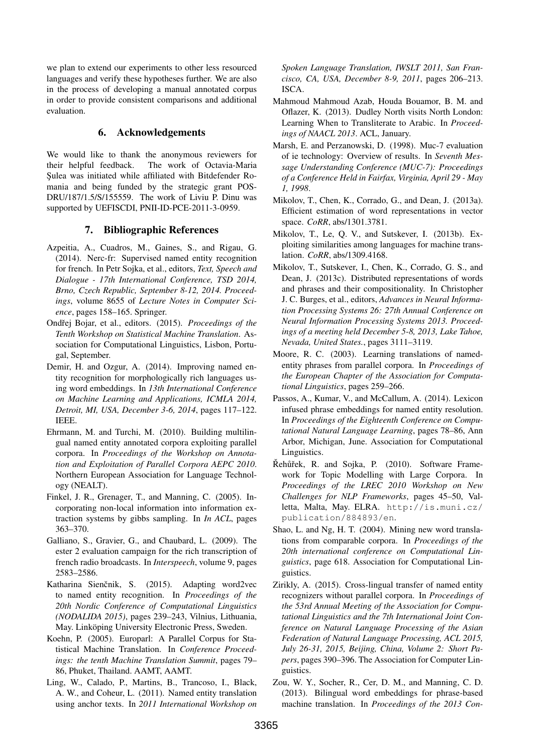we plan to extend our experiments to other less resourced languages and verify these hypotheses further. We are also in the process of developing a manual annotated corpus in order to provide consistent comparisons and additional evaluation.

## 6. Acknowledgements

We would like to thank the anonymous reviewers for their helpful feedback. The work of Octavia-Maria Şulea was initiated while affiliated with Bitdefender Romania and being funded by the strategic grant POS-DRU/187/1.5/S/155559. The work of Liviu P. Dinu was supported by UEFISCDI, PNII-ID-PCE-2011-3-0959.

## 7. Bibliographic References

Azpeitia, A., Cuadros, M., Gaines, S., and Rigau, G. (2014). Nerc-fr: Supervised named entity recognition for french. In Petr Sojka, et al., editors, *Text, Speech and Dialogue - 17th International Conference, TSD 2014, Brno, Czech Republic, September 8-12, 2014. Proceedings*, volume 8655 of *Lecture Notes in Computer Science*, pages 158–165. Springer.

Ondřej Bojar, et al., editors. (2015). *Proceedings of the Tenth Workshop on Statistical Machine Translation*. Association for Computational Linguistics, Lisbon, Portugal, September.

Demir, H. and Ozgur, A. (2014). Improving named entity recognition for morphologically rich languages using word embeddings. In *13th International Conference on Machine Learning and Applications, ICMLA 2014, Detroit, MI, USA, December 3-6, 2014*, pages 117–122. IEEE.

Ehrmann, M. and Turchi, M. (2010). Building multilingual named entity annotated corpora exploiting parallel corpora. In *Proceedings of the Workshop on Annotation and Exploitation of Parallel Corpora AEPC 2010*. Northern European Association for Language Technology (NEALT).

Finkel, J. R., Grenager, T., and Manning, C. (2005). Incorporating non-local information into information extraction systems by gibbs sampling. In *In ACL*, pages 363–370.

Galliano, S., Gravier, G., and Chaubard, L. (2009). The ester 2 evaluation campaign for the rich transcription of french radio broadcasts. In *Interspeech*, volume 9, pages 2583–2586.

Katharina Sienčnik, S. (2015). Adapting word2vec to named entity recognition. In *Proceedings of the 20th Nordic Conference of Computational Linguistics (NODALIDA 2015)*, pages 239–243, Vilnius, Lithuania, May. Linköping University Electronic Press, Sweden.

Koehn, P. (2005). Europarl: A Parallel Corpus for Statistical Machine Translation. In *Conference Proceedings: the tenth Machine Translation Summit*, pages 79–86, Phuket, Thailand. AAMT, AAMT.

Ling, W., Calado, P., Martins, B., Trancoso, I., Black, A. W., and Coheur, L. (2011). Named entity translation using anchor texts. In *2011 International Workshop on Spoken Language Translation, IWSLT 2011, San Francisco, CA, USA, December 8-9, 2011*, pages 206–213. ISCA.

Mahmoud Mahmoud Azab, Houda Bouamor, B. M. and Oflazer, K. (2013). Dudley North visits North London: Learning When to Transliterate to Arabic. In *Proceedings of NAACL 2013*. ACL, January.

Marsh, E. and Perzanowski, D. (1998). Muc-7 evaluation of ie technology: Overview of results. In *Seventh Message Understanding Conference (MUC-7): Proceedings of a Conference Held in Fairfax, Virginia, April 29 - May 1, 1998*.

Mikolov, T., Chen, K., Corrado, G., and Dean, J. (2013a). Efficient estimation of word representations in vector space. *CoRR*, abs/1301.3781.

Mikolov, T., Le, Q. V., and Sutskever, I. (2013b). Exploiting similarities among languages for machine translation. *CoRR*, abs/1309.4168.

Mikolov, T., Sutskever, I., Chen, K., Corrado, G. S., and Dean, J. (2013c). Distributed representations of words and phrases and their compositionality. In Christopher J. C. Burges, et al., editors, *Advances in Neural Information Processing Systems 26: 27th Annual Conference on Neural Information Processing Systems 2013. Proceedings of a meeting held December 5-8, 2013, Lake Tahoe, Nevada, United States.*, pages 3111–3119.

Moore, R. C. (2003). Learning translations of named-entity phrases from parallel corpora. In *Proceedings of the European Chapter of the Association for Computational Linguistics*, pages 259–266.

Passos, A., Kumar, V., and McCallum, A. (2014). Lexicon infused phrase embeddings for named entity resolution. In *Proceedings of the Eighteenth Conference on Computational Natural Language Learning*, pages 78–86, Ann Arbor, Michigan, June. Association for Computational Linguistics.

Řehůřek, R. and Sojka, P. (2010). Software Framework for Topic Modelling with Large Corpora. In *Proceedings of the LREC 2010 Workshop on New Challenges for NLP Frameworks*, pages 45–50, Valletta, Malta, May. ELRA. http://is.muni.cz/publication/884893/en.

Shao, L. and Ng, H. T. (2004). Mining new word translations from comparable corpora. In *Proceedings of the 20th international conference on Computational Linguistics*, page 618. Association for Computational Linguistics.

Zirikly, A. (2015). Cross-lingual transfer of named entity recognizers without parallel corpora. In *Proceedings of the 53rd Annual Meeting of the Association for Computational Linguistics and the 7th International Joint Conference on Natural Language Processing of the Asian Federation of Natural Language Processing, ACL 2015, July 26-31, 2015, Beijing, China, Volume 2: Short Papers*, pages 390–396. The Association for Computer Linguistics.

Zou, W. Y., Socher, R., Cer, D. M., and Manning, C. D. (2013). Bilingual word embeddings for phrase-based machine translation. In *Proceedings of the 2013 Con-*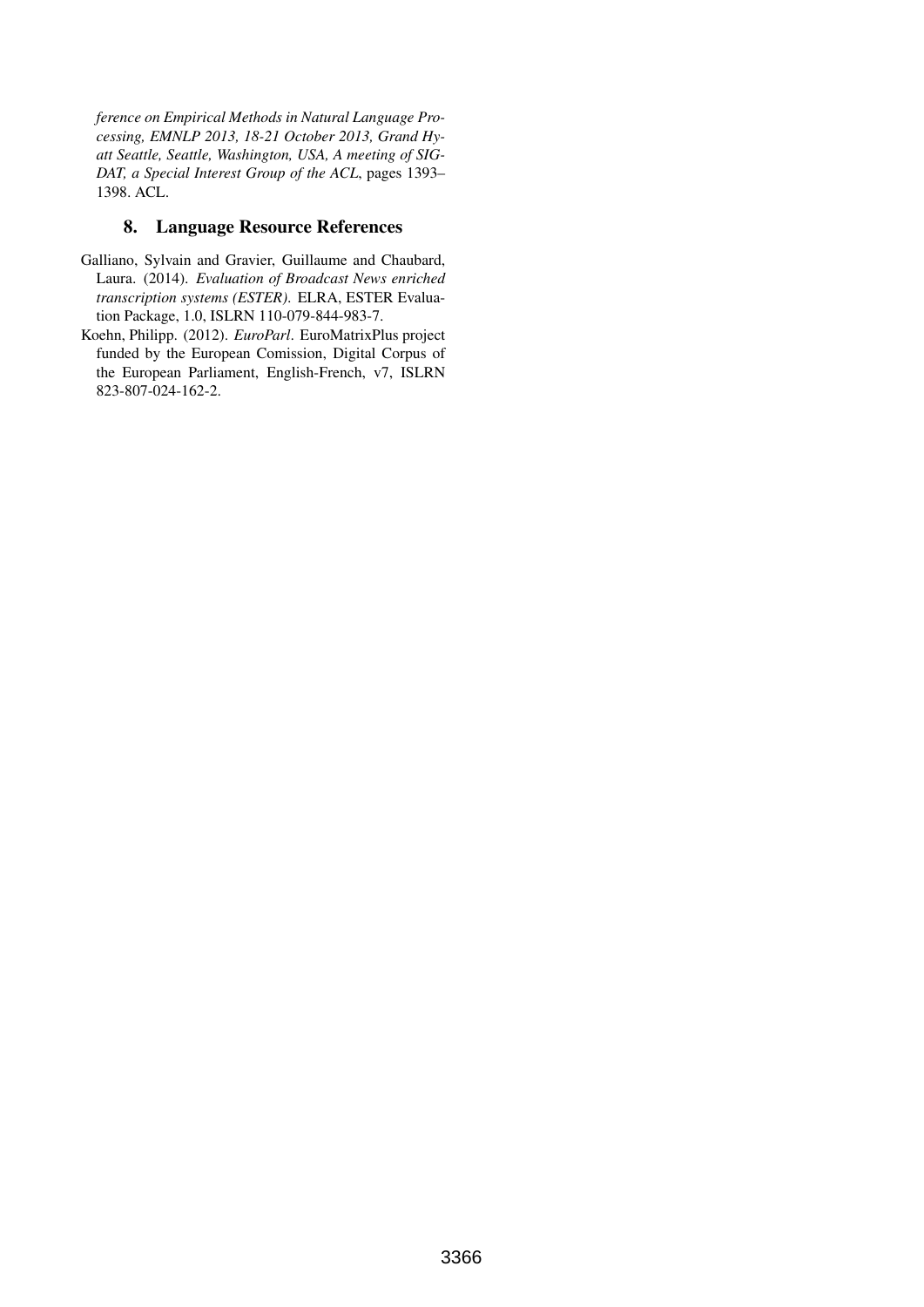*ference on Empirical Methods in Natural Language Processing, EMNLP 2013, 18-21 October 2013, Grand Hyatt Seattle, Seattle, Washington, USA, A meeting of SIGDAT, a Special Interest Group of the ACL*, pages 1393–1398. ACL.

## 8. Language Resource References

Galliano, Sylvain and Gravier, Guillaume and Chaubard, Laura. (2014). *Evaluation of Broadcast News enriched transcription systems (ESTER)*. ELRA, ESTER Evaluation Package, 1.0, ISLRN 110-079-844-983-7.

Koehn, Philipp. (2012). *EuroParl*. EuroMatrixPlus project funded by the European Comission, Digital Corpus of the European Parliament, English-French, v7, ISLRN 823-807-024-162-2.